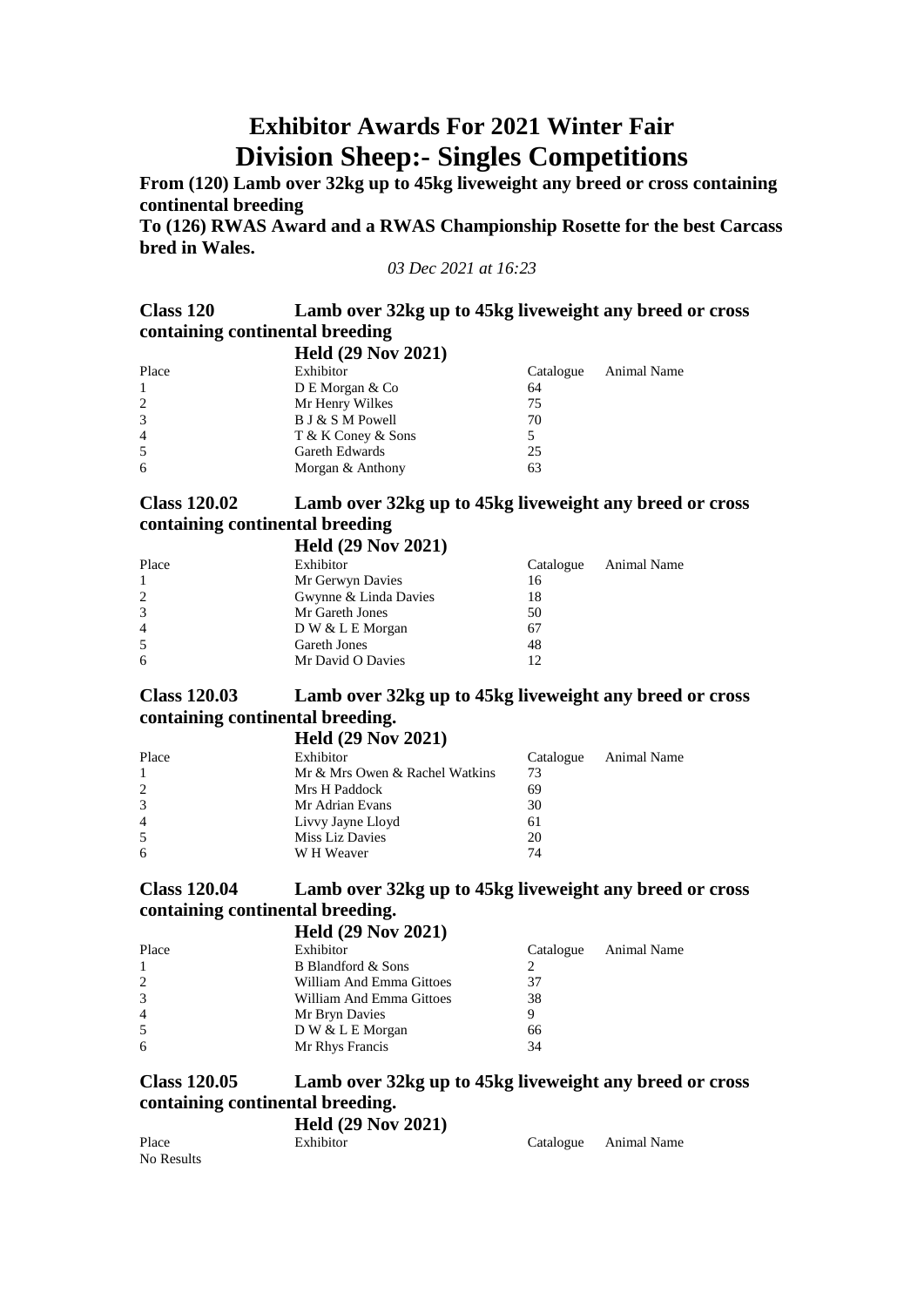# Exhibitor Awards For 2021 Winter Fair

# Division Sheep:- Singles Competitions

**From (120) Lamb over 32kg up to 45kg liveweight any breed or cross containing continental breeding**

**To (126) RWAS Award and a RWAS Championship Rosette for the best Carcass bred in Wales.**

*03 Dec 2021 at 16:23*

## Class 120 Lamb over 32kg up to 45kg liveweight any breed or cross containing continental breeding

### Held (29 Nov 2021)

| Place | Exhibitor | Catalogue | Animal Name |
|---|---|---|---|
| 1 | D E Morgan & Co | 64 | |
| 2 | Mr Henry Wilkes | 75 | |
| 3 | B J & S M Powell | 70 | |
| 4 | T & K Coney & Sons | 5 | |
| 5 | Gareth Edwards | 25 | |
| 6 | Morgan & Anthony | 63 | |

## Class 120.02 Lamb over 32kg up to 45kg liveweight any breed or cross containing continental breeding

### Held (29 Nov 2021)

| Place | Exhibitor | Catalogue | Animal Name |
|---|---|---|---|
| 1 | Mr Gerwyn Davies | 16 | |
| 2 | Gwynne & Linda Davies | 18 | |
| 3 | Mr Gareth Jones | 50 | |
| 4 | D W & L E Morgan | 67 | |
| 5 | Gareth Jones | 48 | |
| 6 | Mr David O Davies | 12 | |

## Class 120.03 Lamb over 32kg up to 45kg liveweight any breed or cross containing continental breeding.

### Held (29 Nov 2021)

| Place | Exhibitor | Catalogue | Animal Name |
|---|---|---|---|
| 1 | Mr & Mrs Owen & Rachel Watkins | 73 | |
| 2 | Mrs H Paddock | 69 | |
| 3 | Mr Adrian Evans | 30 | |
| 4 | Livvy Jayne Lloyd | 61 | |
| 5 | Miss Liz Davies | 20 | |
| 6 | W H Weaver | 74 | |

## Class 120.04 Lamb over 32kg up to 45kg liveweight any breed or cross containing continental breeding.

### Held (29 Nov 2021)

| Place | Exhibitor | Catalogue | Animal Name |
|---|---|---|---|
| 1 | B Blandford & Sons | 2 | |
| 2 | William And Emma Gittoes | 37 | |
| 3 | William And Emma Gittoes | 38 | |
| 4 | Mr Bryn Davies | 9 | |
| 5 | D W & L E Morgan | 66 | |
| 6 | Mr Rhys Francis | 34 | |

## Class 120.05 Lamb over 32kg up to 45kg liveweight any breed or cross containing continental breeding.

### Held (29 Nov 2021)

| Place | Exhibitor | Catalogue | Animal Name |
|---|---|---|---|
| No Results | | | |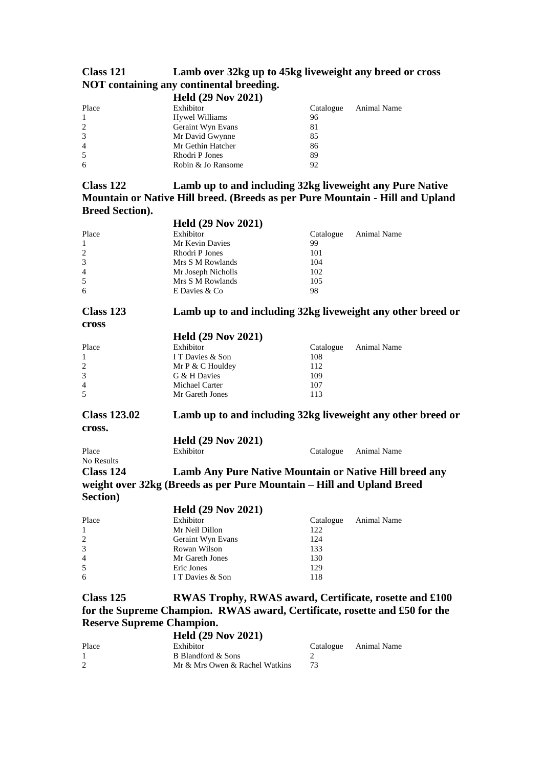### Class 121 Lamb over 32kg up to 45kg liveweight any breed or cross NOT containing any continental breeding.

**Held (29 Nov 2021)**

| Place | Exhibitor | Catalogue | Animal Name |
|---|---|---|---|
| 1 | Hywel Williams | 96 | |
| 2 | Geraint Wyn Evans | 81 | |
| 3 | Mr David Gwynne | 85 | |
| 4 | Mr Gethin Hatcher | 86 | |
| 5 | Rhodri P Jones | 89 | |
| 6 | Robin & Jo Ransome | 92 | |

### Class 122 Lamb up to and including 32kg liveweight any Pure Native Mountain or Native Hill breed. (Breeds as per Pure Mountain - Hill and Upland Breed Section).

**Held (29 Nov 2021)**

| Place | Exhibitor | Catalogue | Animal Name |
|---|---|---|---|
| 1 | Mr Kevin Davies | 99 | |
| 2 | Rhodri P Jones | 101 | |
| 3 | Mrs S M Rowlands | 104 | |
| 4 | Mr Joseph Nicholls | 102 | |
| 5 | Mrs S M Rowlands | 105 | |
| 6 | E Davies & Co | 98 | |

### Class 123 Lamb up to and including 32kg liveweight any other breed or cross

**Held (29 Nov 2021)**

| Place | Exhibitor | Catalogue | Animal Name |
|---|---|---|---|
| 1 | I T Davies & Son | 108 | |
| 2 | Mr P & C Houldey | 112 | |
| 3 | G & H Davies | 109 | |
| 4 | Michael Carter | 107 | |
| 5 | Mr Gareth Jones | 113 | |

### Class 123.02 Lamb up to and including 32kg liveweight any other breed or cross.

**Held (29 Nov 2021)**

| Place | Exhibitor | Catalogue | Animal Name |
|---|---|---|---|

No Results

### Class 124 Lamb Any Pure Native Mountain or Native Hill breed any weight over 32kg (Breeds as per Pure Mountain – Hill and Upland Breed Section)

**Held (29 Nov 2021)**

| Place | Exhibitor | Catalogue | Animal Name |
|---|---|---|---|
| 1 | Mr Neil Dillon | 122 | |
| 2 | Geraint Wyn Evans | 124 | |
| 3 | Rowan Wilson | 133 | |
| 4 | Mr Gareth Jones | 130 | |
| 5 | Eric Jones | 129 | |
| 6 | I T Davies & Son | 118 | |

### Class 125 RWAS Trophy, RWAS award, Certificate, rosette and £100 for the Supreme Champion. RWAS award, Certificate, rosette and £50 for the Reserve Supreme Champion.

**Held (29 Nov 2021)**

| Place | Exhibitor | Catalogue | Animal Name |
|---|---|---|---|
| 1 | B Blandford & Sons | 2 | |
| 2 | Mr & Mrs Owen & Rachel Watkins | 73 | |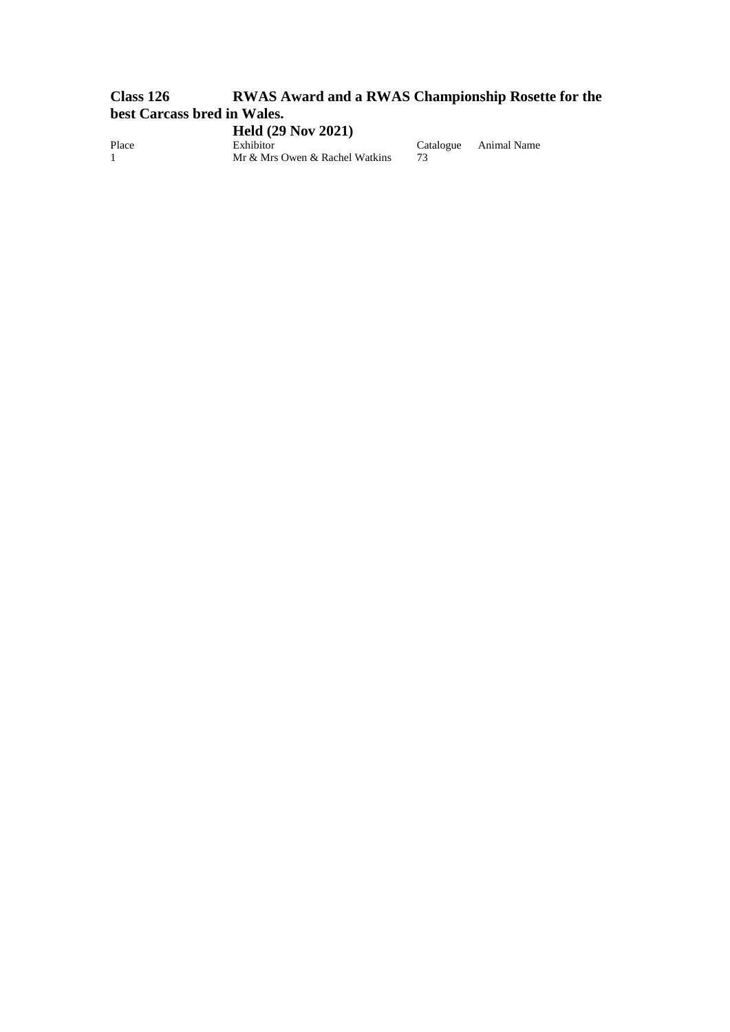## Class 126 RWAS Award and a RWAS Championship Rosette for the best Carcass bred in Wales.

### Held (29 Nov 2021)

| Place | Exhibitor | Catalogue | Animal Name |
|---|---|---|---|
| 1 | Mr & Mrs Owen & Rachel Watkins | 73 | |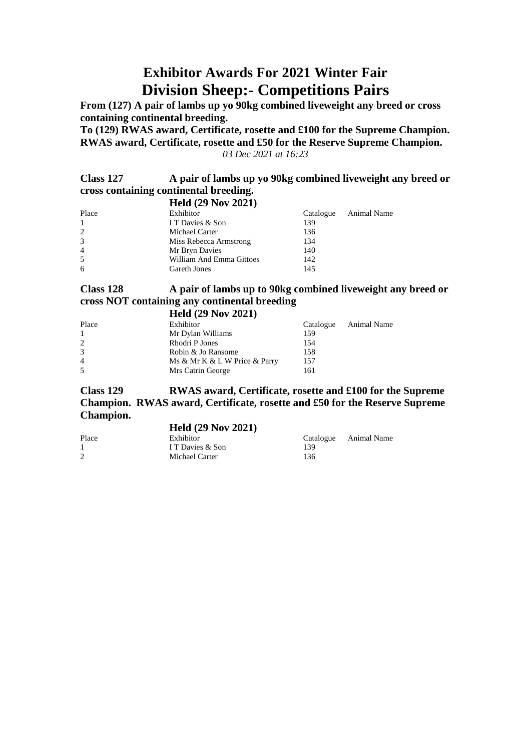# Exhibitor Awards For 2021 Winter Fair
# Division Sheep:- Competitions Pairs

**From (127) A pair of lambs up yo 90kg combined liveweight any breed or cross containing continental breeding.**

**To (129) RWAS award, Certificate, rosette and £100 for the Supreme Champion. RWAS award, Certificate, rosette and £50 for the Reserve Supreme Champion.**

*03 Dec 2021 at 16:23*

## Class 127 A pair of lambs up yo 90kg combined liveweight any breed or cross containing continental breeding.

### Held (29 Nov 2021)

| Place | Exhibitor | Catalogue | Animal Name |
|---|---|---|---|
| 1 | I T Davies & Son | 139 | |
| 2 | Michael Carter | 136 | |
| 3 | Miss Rebecca Armstrong | 134 | |
| 4 | Mr Bryn Davies | 140 | |
| 5 | William And Emma Gittoes | 142 | |
| 6 | Gareth Jones | 145 | |

## Class 128 A pair of lambs up to 90kg combined liveweight any breed or cross NOT containing any continental breeding

### Held (29 Nov 2021)

| Place | Exhibitor | Catalogue | Animal Name |
|---|---|---|---|
| 1 | Mr Dylan Williams | 159 | |
| 2 | Rhodri P Jones | 154 | |
| 3 | Robin & Jo Ransome | 158 | |
| 4 | Ms & Mr K & L W Price & Parry | 157 | |
| 5 | Mrs Catrin George | 161 | |

## Class 129 RWAS award, Certificate, rosette and £100 for the Supreme Champion. RWAS award, Certificate, rosette and £50 for the Reserve Supreme Champion.

### Held (29 Nov 2021)

| Place | Exhibitor | Catalogue | Animal Name |
|---|---|---|---|
| 1 | I T Davies & Son | 139 | |
| 2 | Michael Carter | 136 | |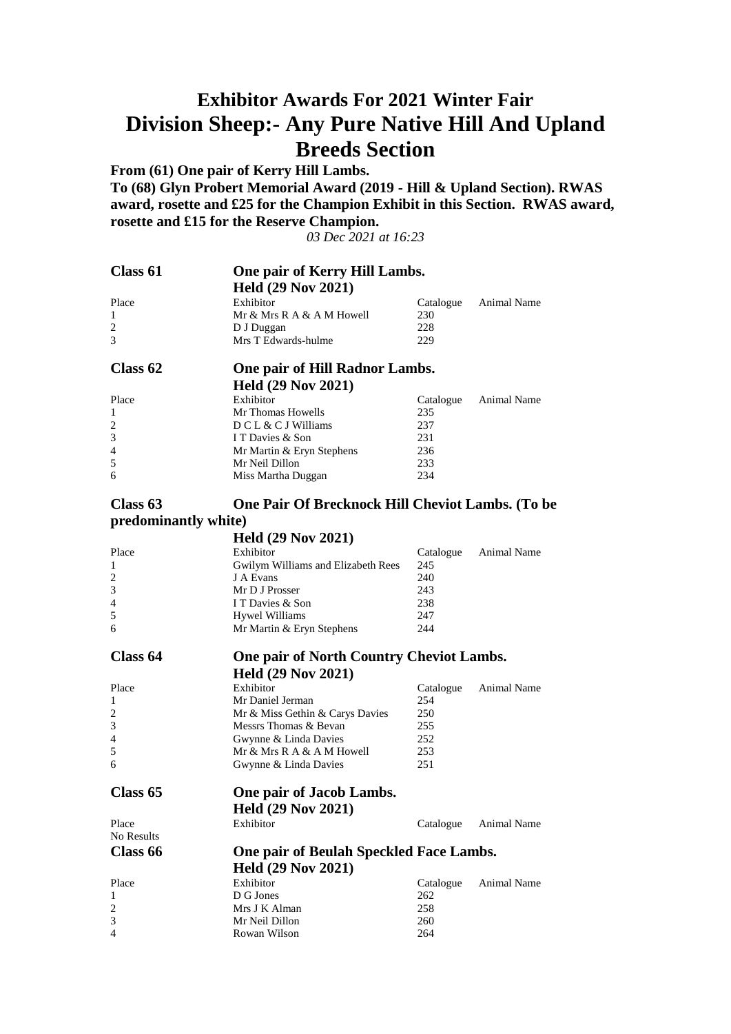# Exhibitor Awards For 2021 Winter Fair

# Division Sheep:- Any Pure Native Hill And Upland Breeds Section

**From (61) One pair of Kerry Hill Lambs.**

**To (68) Glyn Probert Memorial Award (2019 - Hill & Upland Section). RWAS award, rosette and £25 for the Champion Exhibit in this Section. RWAS award, rosette and £15 for the Reserve Champion.**

*03 Dec 2021 at 16:23*

## Class 61 — One pair of Kerry Hill Lambs.

**Held (29 Nov 2021)**

| Place | Exhibitor | Catalogue | Animal Name |
|---|---|---|---|
| 1 | Mr & Mrs R A & A M Howell | 230 | |
| 2 | D J Duggan | 228 | |
| 3 | Mrs T Edwards-hulme | 229 | |

## Class 62 — One pair of Hill Radnor Lambs.

**Held (29 Nov 2021)**

| Place | Exhibitor | Catalogue | Animal Name |
|---|---|---|---|
| 1 | Mr Thomas Howells | 235 | |
| 2 | D C L & C J Williams | 237 | |
| 3 | I T Davies & Son | 231 | |
| 4 | Mr Martin & Eryn Stephens | 236 | |
| 5 | Mr Neil Dillon | 233 | |
| 6 | Miss Martha Duggan | 234 | |

## Class 63 — One Pair Of Brecknock Hill Cheviot Lambs. (To be predominantly white)

**Held (29 Nov 2021)**

| Place | Exhibitor | Catalogue | Animal Name |
|---|---|---|---|
| 1 | Gwilym Williams and Elizabeth Rees | 245 | |
| 2 | J A Evans | 240 | |
| 3 | Mr D J Prosser | 243 | |
| 4 | I T Davies & Son | 238 | |
| 5 | Hywel Williams | 247 | |
| 6 | Mr Martin & Eryn Stephens | 244 | |

## Class 64 — One pair of North Country Cheviot Lambs.

**Held (29 Nov 2021)**

| Place | Exhibitor | Catalogue | Animal Name |
|---|---|---|---|
| 1 | Mr Daniel Jerman | 254 | |
| 2 | Mr & Miss Gethin & Carys Davies | 250 | |
| 3 | Messrs Thomas & Bevan | 255 | |
| 4 | Gwynne & Linda Davies | 252 | |
| 5 | Mr & Mrs R A & A M Howell | 253 | |
| 6 | Gwynne & Linda Davies | 251 | |

## Class 65 — One pair of Jacob Lambs.

**Held (29 Nov 2021)**

| Place | Exhibitor | Catalogue | Animal Name |
|---|---|---|---|
| No Results | | | |

## Class 66 — One pair of Beulah Speckled Face Lambs.

**Held (29 Nov 2021)**

| Place | Exhibitor | Catalogue | Animal Name |
|---|---|---|---|
| 1 | D G Jones | 262 | |
| 2 | Mrs J K Alman | 258 | |
| 3 | Mr Neil Dillon | 260 | |
| 4 | Rowan Wilson | 264 | |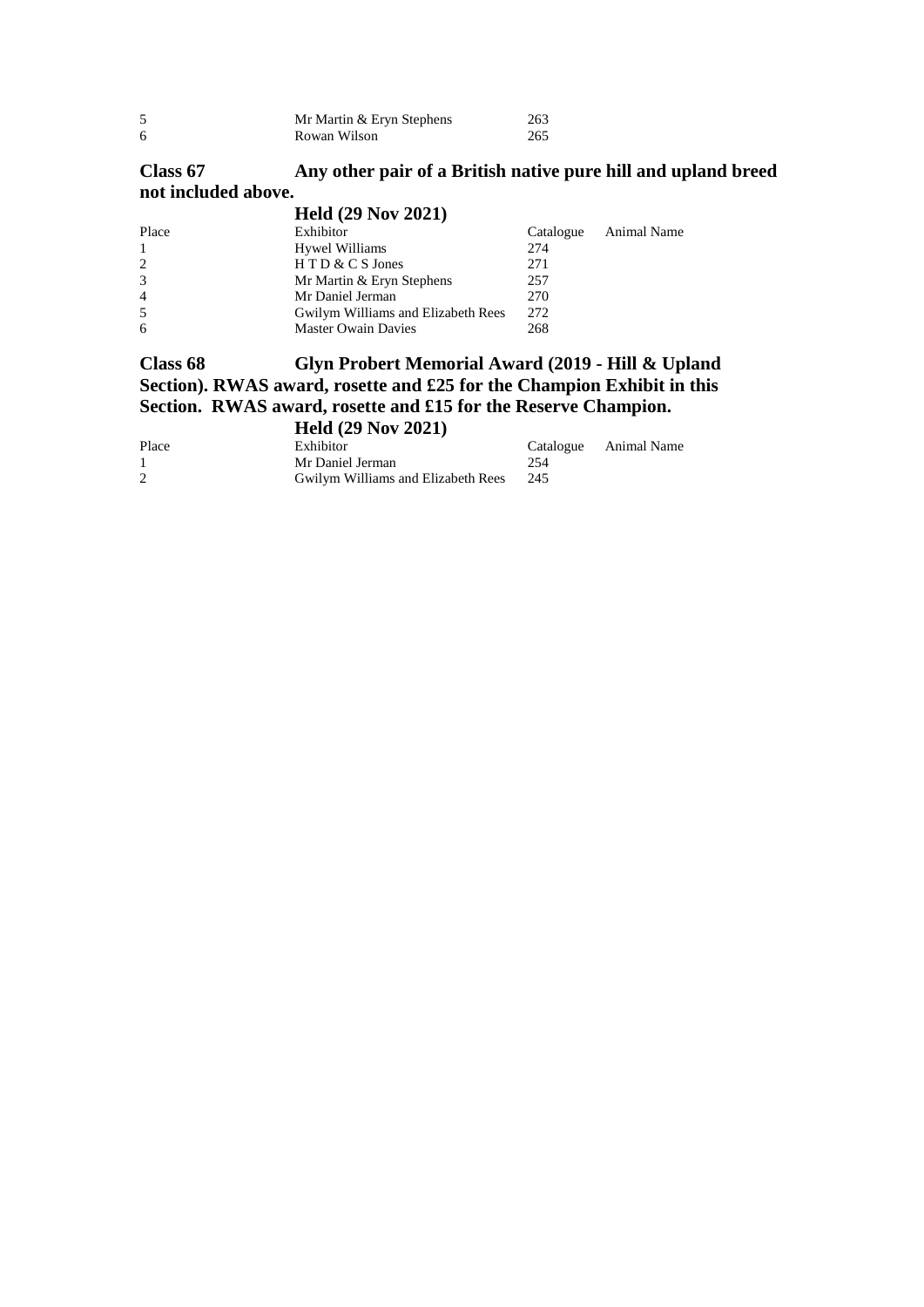| | | | |
|---|---|---|---|
| 5 | Mr Martin & Eryn Stephens | 263 | |
| 6 | Rowan Wilson | 265 | |

**Class 67 Any other pair of a British native pure hill and upland breed not included above.**

**Held (29 Nov 2021)**

| Place | Exhibitor | Catalogue | Animal Name |
|---|---|---|---|
| 1 | Hywel Williams | 274 | |
| 2 | H T D & C S Jones | 271 | |
| 3 | Mr Martin & Eryn Stephens | 257 | |
| 4 | Mr Daniel Jerman | 270 | |
| 5 | Gwilym Williams and Elizabeth Rees | 272 | |
| 6 | Master Owain Davies | 268 | |

**Class 68 Glyn Probert Memorial Award (2019 - Hill & Upland Section). RWAS award, rosette and £25 for the Champion Exhibit in this Section. RWAS award, rosette and £15 for the Reserve Champion.**

**Held (29 Nov 2021)**

| Place | Exhibitor | Catalogue | Animal Name |
|---|---|---|---|
| 1 | Mr Daniel Jerman | 254 | |
| 2 | Gwilym Williams and Elizabeth Rees | 245 | |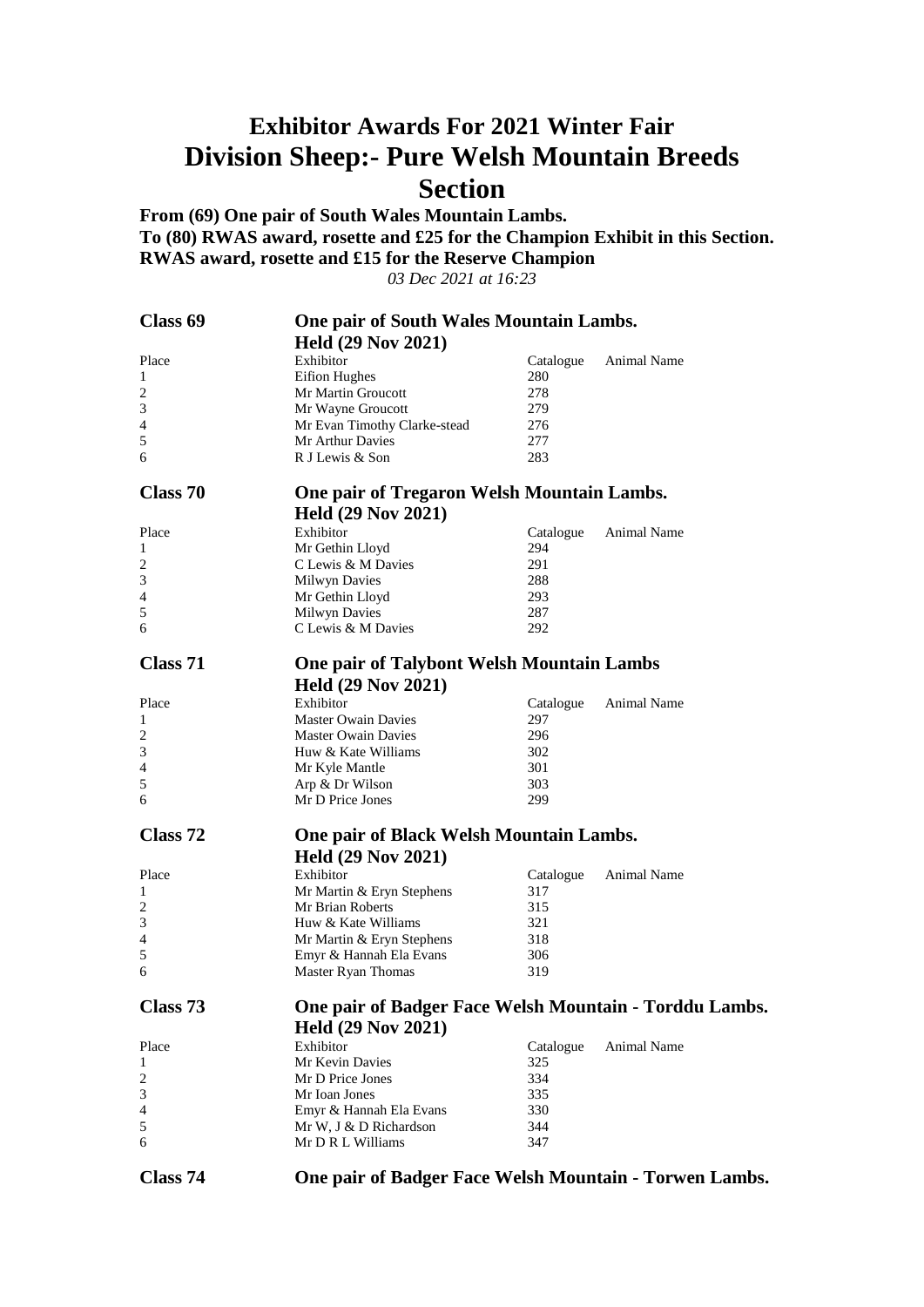# Exhibitor Awards For 2021 Winter Fair
# Division Sheep:- Pure Welsh Mountain Breeds Section

**From (69) One pair of South Wales Mountain Lambs.**
**To (80) RWAS award, rosette and £25 for the Champion Exhibit in this Section. RWAS award, rosette and £15 for the Reserve Champion**

*03 Dec 2021 at 16:23*

## Class 69 — One pair of South Wales Mountain Lambs.

**Held (29 Nov 2021)**

| Place | Exhibitor | Catalogue | Animal Name |
|---|---|---|---|
| 1 | Eifion Hughes | 280 | |
| 2 | Mr Martin Groucott | 278 | |
| 3 | Mr Wayne Groucott | 279 | |
| 4 | Mr Evan Timothy Clarke-stead | 276 | |
| 5 | Mr Arthur Davies | 277 | |
| 6 | R J Lewis & Son | 283 | |

## Class 70 — One pair of Tregaron Welsh Mountain Lambs.

**Held (29 Nov 2021)**

| Place | Exhibitor | Catalogue | Animal Name |
|---|---|---|---|
| 1 | Mr Gethin Lloyd | 294 | |
| 2 | C Lewis & M Davies | 291 | |
| 3 | Milwyn Davies | 288 | |
| 4 | Mr Gethin Lloyd | 293 | |
| 5 | Milwyn Davies | 287 | |
| 6 | C Lewis & M Davies | 292 | |

## Class 71 — One pair of Talybont Welsh Mountain Lambs

**Held (29 Nov 2021)**

| Place | Exhibitor | Catalogue | Animal Name |
|---|---|---|---|
| 1 | Master Owain Davies | 297 | |
| 2 | Master Owain Davies | 296 | |
| 3 | Huw & Kate Williams | 302 | |
| 4 | Mr Kyle Mantle | 301 | |
| 5 | Arp & Dr Wilson | 303 | |
| 6 | Mr D Price Jones | 299 | |

## Class 72 — One pair of Black Welsh Mountain Lambs.

**Held (29 Nov 2021)**

| Place | Exhibitor | Catalogue | Animal Name |
|---|---|---|---|
| 1 | Mr Martin & Eryn Stephens | 317 | |
| 2 | Mr Brian Roberts | 315 | |
| 3 | Huw & Kate Williams | 321 | |
| 4 | Mr Martin & Eryn Stephens | 318 | |
| 5 | Emyr & Hannah Ela Evans | 306 | |
| 6 | Master Ryan Thomas | 319 | |

## Class 73 — One pair of Badger Face Welsh Mountain - Torddu Lambs.

**Held (29 Nov 2021)**

| Place | Exhibitor | Catalogue | Animal Name |
|---|---|---|---|
| 1 | Mr Kevin Davies | 325 | |
| 2 | Mr D Price Jones | 334 | |
| 3 | Mr Ioan Jones | 335 | |
| 4 | Emyr & Hannah Ela Evans | 330 | |
| 5 | Mr W, J & D Richardson | 344 | |
| 6 | Mr D R L Williams | 347 | |

## Class 74 — One pair of Badger Face Welsh Mountain - Torwen Lambs.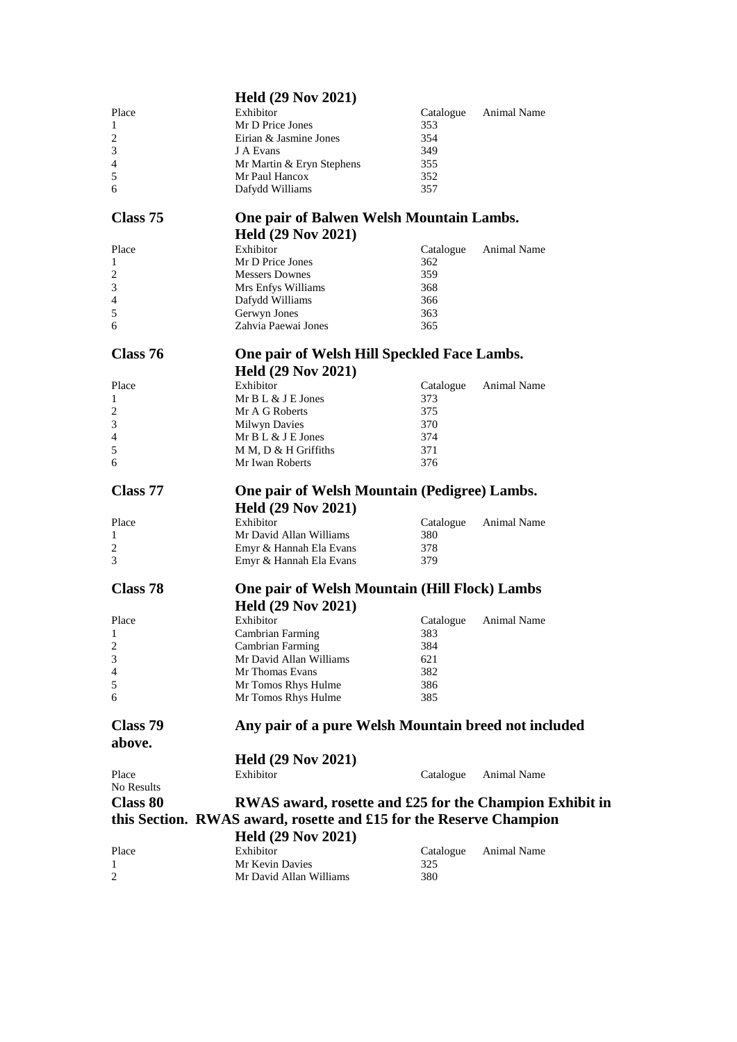**Held (29 Nov 2021)**

| Place | Exhibitor | Catalogue | Animal Name |
|---|---|---|---|
| 1 | Mr D Price Jones | 353 | |
| 2 | Eirian & Jasmine Jones | 354 | |
| 3 | J A Evans | 349 | |
| 4 | Mr Martin & Eryn Stephens | 355 | |
| 5 | Mr Paul Hancox | 352 | |
| 6 | Dafydd Williams | 357 | |

## Class 75 One pair of Balwen Welsh Mountain Lambs.

**Held (29 Nov 2021)**

| Place | Exhibitor | Catalogue | Animal Name |
|---|---|---|---|
| 1 | Mr D Price Jones | 362 | |
| 2 | Messers Downes | 359 | |
| 3 | Mrs Enfys Williams | 368 | |
| 4 | Dafydd Williams | 366 | |
| 5 | Gerwyn Jones | 363 | |
| 6 | Zahvia Paewai Jones | 365 | |

## Class 76 One pair of Welsh Hill Speckled Face Lambs.

**Held (29 Nov 2021)**

| Place | Exhibitor | Catalogue | Animal Name |
|---|---|---|---|
| 1 | Mr B L & J E Jones | 373 | |
| 2 | Mr A G Roberts | 375 | |
| 3 | Milwyn Davies | 370 | |
| 4 | Mr B L & J E Jones | 374 | |
| 5 | M M, D & H Griffiths | 371 | |
| 6 | Mr Iwan Roberts | 376 | |

## Class 77 One pair of Welsh Mountain (Pedigree) Lambs.

**Held (29 Nov 2021)**

| Place | Exhibitor | Catalogue | Animal Name |
|---|---|---|---|
| 1 | Mr David Allan Williams | 380 | |
| 2 | Emyr & Hannah Ela Evans | 378 | |
| 3 | Emyr & Hannah Ela Evans | 379 | |

## Class 78 One pair of Welsh Mountain (Hill Flock) Lambs

**Held (29 Nov 2021)**

| Place | Exhibitor | Catalogue | Animal Name |
|---|---|---|---|
| 1 | Cambrian Farming | 383 | |
| 2 | Cambrian Farming | 384 | |
| 3 | Mr David Allan Williams | 621 | |
| 4 | Mr Thomas Evans | 382 | |
| 5 | Mr Tomos Rhys Hulme | 386 | |
| 6 | Mr Tomos Rhys Hulme | 385 | |

## Class 79 Any pair of a pure Welsh Mountain breed not included above.

**Held (29 Nov 2021)**

| Place | Exhibitor | Catalogue | Animal Name |
|---|---|---|---|
| No Results | | | |

## Class 80 RWAS award, rosette and £25 for the Champion Exhibit in this Section. RWAS award, rosette and £15 for the Reserve Champion

**Held (29 Nov 2021)**

| Place | Exhibitor | Catalogue | Animal Name |
|---|---|---|---|
| 1 | Mr Kevin Davies | 325 | |
| 2 | Mr David Allan Williams | 380 | |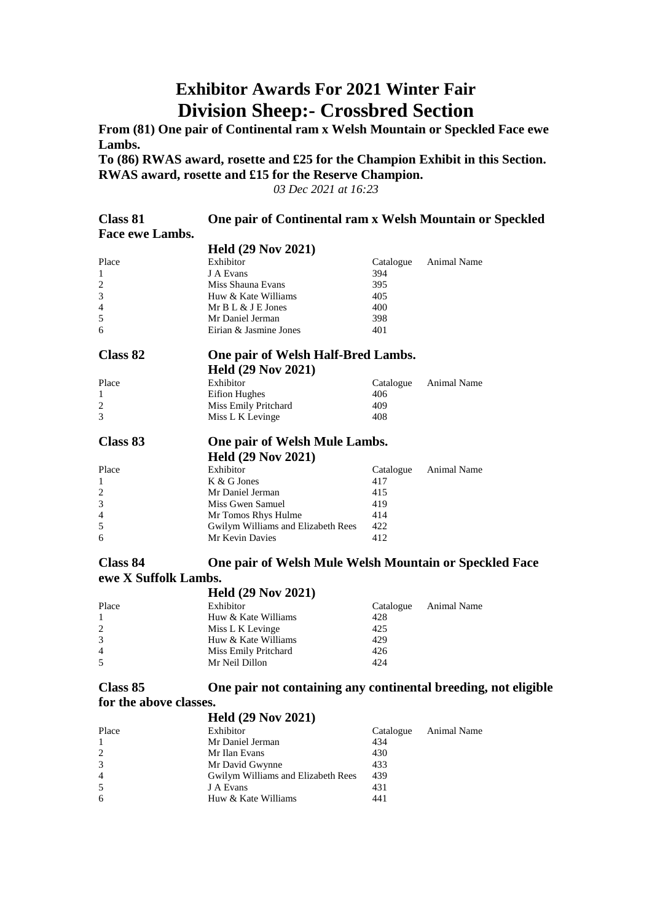# Exhibitor Awards For 2021 Winter Fair

# Division Sheep:- Crossbred Section

**From (81) One pair of Continental ram x Welsh Mountain or Speckled Face ewe Lambs.**

**To (86) RWAS award, rosette and £25 for the Champion Exhibit in this Section. RWAS award, rosette and £15 for the Reserve Champion.**

*03 Dec 2021 at 16:23*

## Class 81 One pair of Continental ram x Welsh Mountain or Speckled Face ewe Lambs.

**Held (29 Nov 2021)**

| Place | Exhibitor | Catalogue | Animal Name |
|---|---|---|---|
| 1 | J A Evans | 394 | |
| 2 | Miss Shauna Evans | 395 | |
| 3 | Huw & Kate Williams | 405 | |
| 4 | Mr B L & J E Jones | 400 | |
| 5 | Mr Daniel Jerman | 398 | |
| 6 | Eirian & Jasmine Jones | 401 | |

## Class 82 One pair of Welsh Half-Bred Lambs.

**Held (29 Nov 2021)**

| Place | Exhibitor | Catalogue | Animal Name |
|---|---|---|---|
| 1 | Eifion Hughes | 406 | |
| 2 | Miss Emily Pritchard | 409 | |
| 3 | Miss L K Levinge | 408 | |

## Class 83 One pair of Welsh Mule Lambs.

**Held (29 Nov 2021)**

| Place | Exhibitor | Catalogue | Animal Name |
|---|---|---|---|
| 1 | K & G Jones | 417 | |
| 2 | Mr Daniel Jerman | 415 | |
| 3 | Miss Gwen Samuel | 419 | |
| 4 | Mr Tomos Rhys Hulme | 414 | |
| 5 | Gwilym Williams and Elizabeth Rees | 422 | |
| 6 | Mr Kevin Davies | 412 | |

## Class 84 One pair of Welsh Mule Welsh Mountain or Speckled Face ewe X Suffolk Lambs.

**Held (29 Nov 2021)**

| Place | Exhibitor | Catalogue | Animal Name |
|---|---|---|---|
| 1 | Huw & Kate Williams | 428 | |
| 2 | Miss L K Levinge | 425 | |
| 3 | Huw & Kate Williams | 429 | |
| 4 | Miss Emily Pritchard | 426 | |
| 5 | Mr Neil Dillon | 424 | |

## Class 85 One pair not containing any continental breeding, not eligible for the above classes.

**Held (29 Nov 2021)**

| Place | Exhibitor | Catalogue | Animal Name |
|---|---|---|---|
| 1 | Mr Daniel Jerman | 434 | |
| 2 | Mr Ilan Evans | 430 | |
| 3 | Mr David Gwynne | 433 | |
| 4 | Gwilym Williams and Elizabeth Rees | 439 | |
| 5 | J A Evans | 431 | |
| 6 | Huw & Kate Williams | 441 | |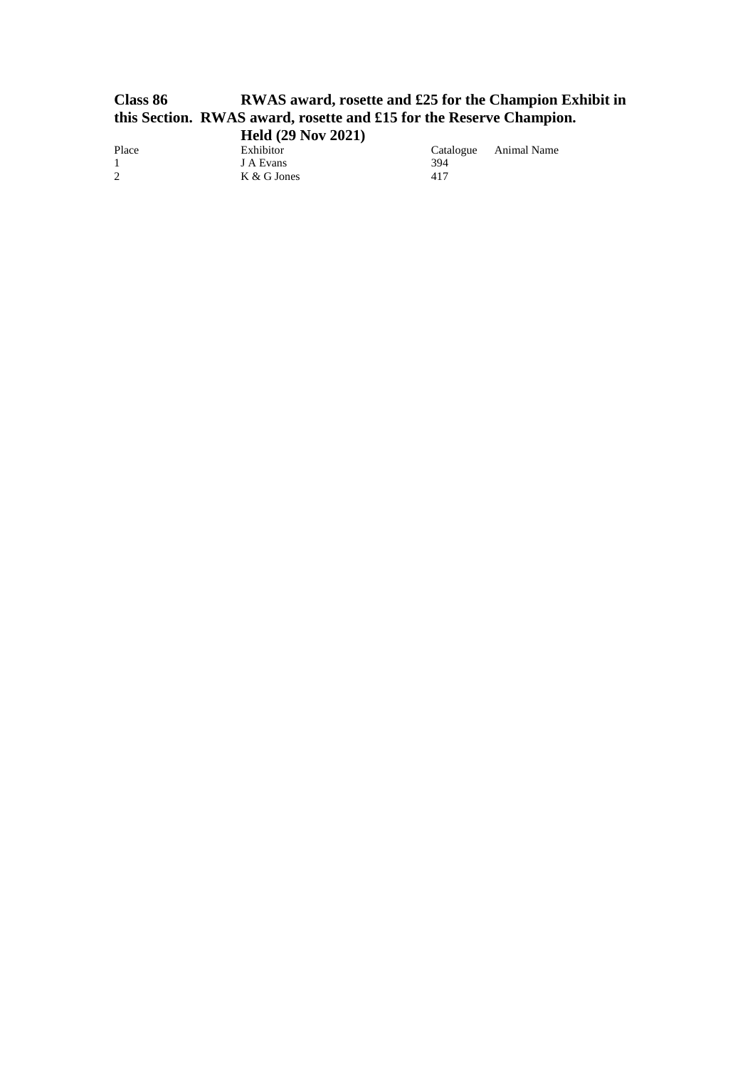**Class 86 RWAS award, rosette and £25 for the Champion Exhibit in this Section. RWAS award, rosette and £15 for the Reserve Champion.**

**Held (29 Nov 2021)**

| Place | Exhibitor | Catalogue | Animal Name |
|---|---|---|---|
| 1 | J A Evans | 394 | |
| 2 | K & G Jones | 417 | |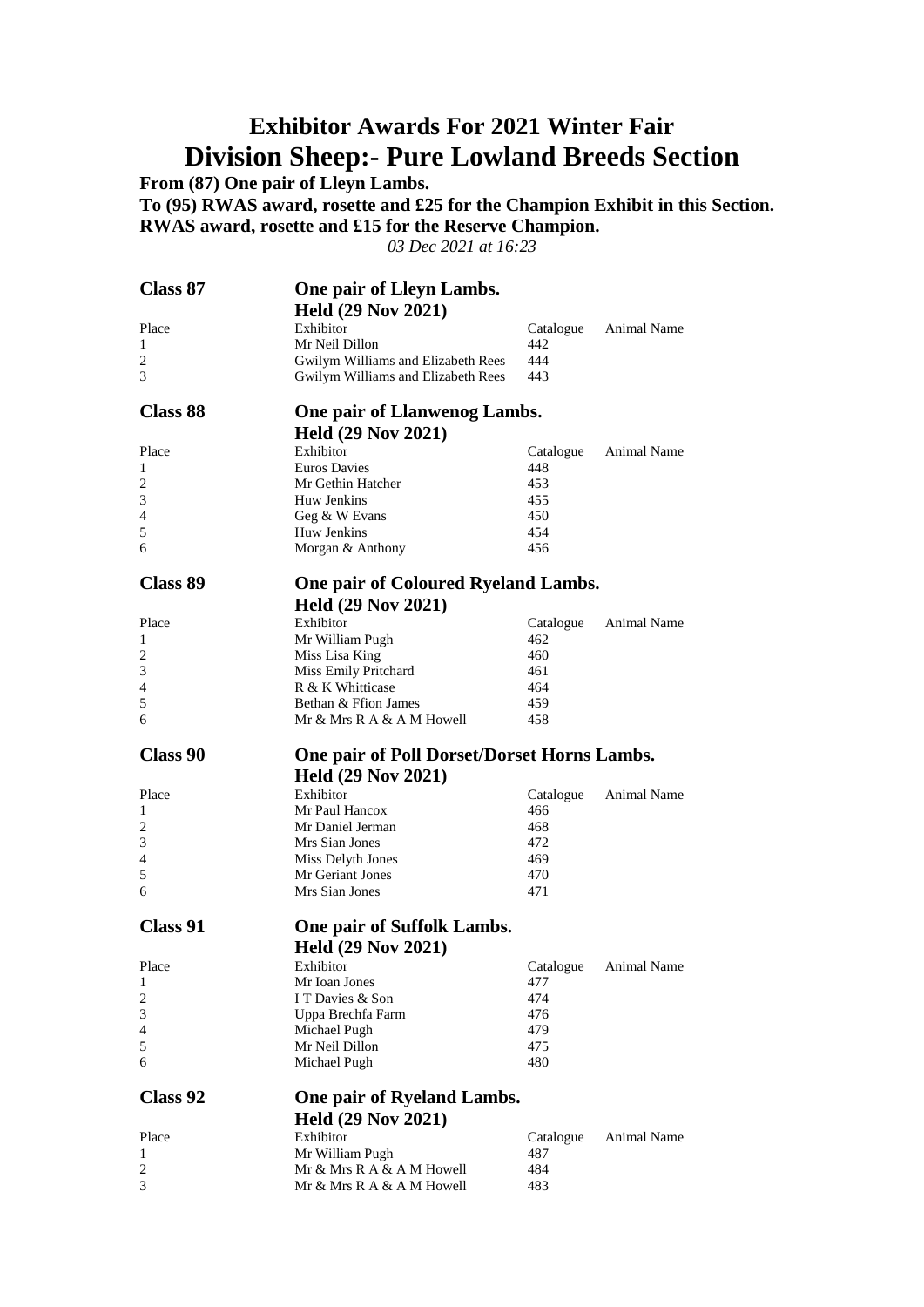# Exhibitor Awards For 2021 Winter Fair

# Division Sheep:- Pure Lowland Breeds Section

**From (87) One pair of Lleyn Lambs.**
**To (95) RWAS award, rosette and £25 for the Champion Exhibit in this Section.**
**RWAS award, rosette and £15 for the Reserve Champion.**

*03 Dec 2021 at 16:23*

## Class 87 — One pair of Lleyn Lambs.

**Held (29 Nov 2021)**

| Place | Exhibitor | Catalogue | Animal Name |
|---|---|---|---|
| 1 | Mr Neil Dillon | 442 | |
| 2 | Gwilym Williams and Elizabeth Rees | 444 | |
| 3 | Gwilym Williams and Elizabeth Rees | 443 | |

## Class 88 — One pair of Llanwenog Lambs.

**Held (29 Nov 2021)**

| Place | Exhibitor | Catalogue | Animal Name |
|---|---|---|---|
| 1 | Euros Davies | 448 | |
| 2 | Mr Gethin Hatcher | 453 | |
| 3 | Huw Jenkins | 455 | |
| 4 | Geg & W Evans | 450 | |
| 5 | Huw Jenkins | 454 | |
| 6 | Morgan & Anthony | 456 | |

## Class 89 — One pair of Coloured Ryeland Lambs.

**Held (29 Nov 2021)**

| Place | Exhibitor | Catalogue | Animal Name |
|---|---|---|---|
| 1 | Mr William Pugh | 462 | |
| 2 | Miss Lisa King | 460 | |
| 3 | Miss Emily Pritchard | 461 | |
| 4 | R & K Whitticase | 464 | |
| 5 | Bethan & Ffion James | 459 | |
| 6 | Mr & Mrs R A & A M Howell | 458 | |

## Class 90 — One pair of Poll Dorset/Dorset Horns Lambs.

**Held (29 Nov 2021)**

| Place | Exhibitor | Catalogue | Animal Name |
|---|---|---|---|
| 1 | Mr Paul Hancox | 466 | |
| 2 | Mr Daniel Jerman | 468 | |
| 3 | Mrs Sian Jones | 472 | |
| 4 | Miss Delyth Jones | 469 | |
| 5 | Mr Geriant Jones | 470 | |
| 6 | Mrs Sian Jones | 471 | |

## Class 91 — One pair of Suffolk Lambs.

**Held (29 Nov 2021)**

| Place | Exhibitor | Catalogue | Animal Name |
|---|---|---|---|
| 1 | Mr Ioan Jones | 477 | |
| 2 | I T Davies & Son | 474 | |
| 3 | Uppa Brechfa Farm | 476 | |
| 4 | Michael Pugh | 479 | |
| 5 | Mr Neil Dillon | 475 | |
| 6 | Michael Pugh | 480 | |

## Class 92 — One pair of Ryeland Lambs.

**Held (29 Nov 2021)**

| Place | Exhibitor | Catalogue | Animal Name |
|---|---|---|---|
| 1 | Mr William Pugh | 487 | |
| 2 | Mr & Mrs R A & A M Howell | 484 | |
| 3 | Mr & Mrs R A & A M Howell | 483 | |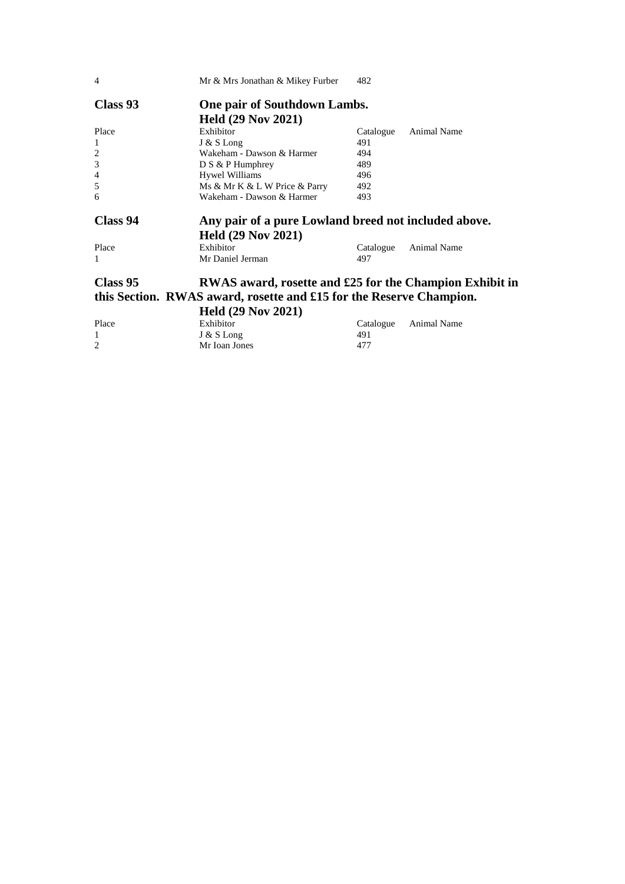| | | | |
|---|---|---|---|
| 4 | Mr & Mrs Jonathan & Mikey Furber | 482 | |

## Class 93 One pair of Southdown Lambs.

**Held (29 Nov 2021)**

| Place | Exhibitor | Catalogue | Animal Name |
|---|---|---|---|
| 1 | J & S Long | 491 | |
| 2 | Wakeham - Dawson & Harmer | 494 | |
| 3 | D S & P Humphrey | 489 | |
| 4 | Hywel Williams | 496 | |
| 5 | Ms & Mr K & L W Price & Parry | 492 | |
| 6 | Wakeham - Dawson & Harmer | 493 | |

## Class 94 Any pair of a pure Lowland breed not included above.

**Held (29 Nov 2021)**

| Place | Exhibitor | Catalogue | Animal Name |
|---|---|---|---|
| 1 | Mr Daniel Jerman | 497 | |

## Class 95 RWAS award, rosette and £25 for the Champion Exhibit in this Section. RWAS award, rosette and £15 for the Reserve Champion.

**Held (29 Nov 2021)**

| Place | Exhibitor | Catalogue | Animal Name |
|---|---|---|---|
| 1 | J & S Long | 491 | |
| 2 | Mr Ioan Jones | 477 | |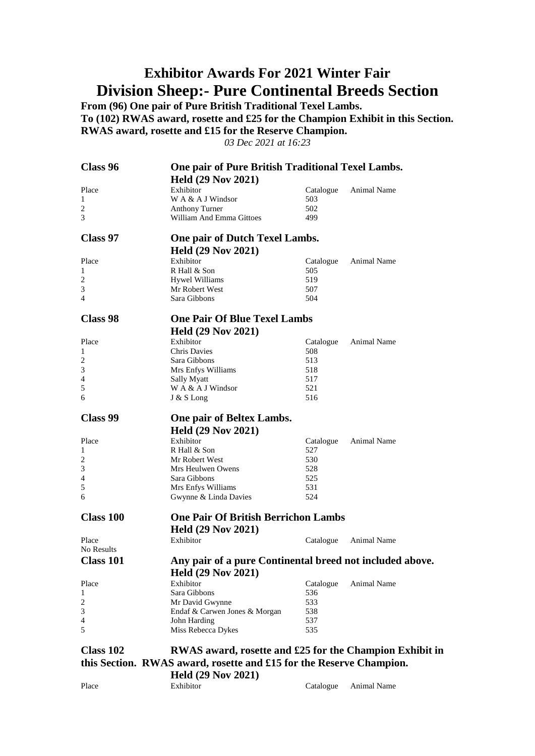# Exhibitor Awards For 2021 Winter Fair

# Division Sheep:- Pure Continental Breeds Section

**From (96) One pair of Pure British Traditional Texel Lambs.**
**To (102) RWAS award, rosette and £25 for the Champion Exhibit in this Section. RWAS award, rosette and £15 for the Reserve Champion.**

*03 Dec 2021 at 16:23*

## Class 96 — One pair of Pure British Traditional Texel Lambs.

**Held (29 Nov 2021)**

| Place | Exhibitor | Catalogue | Animal Name |
|---|---|---|---|
| 1 | W A & A J Windsor | 503 | |
| 2 | Anthony Turner | 502 | |
| 3 | William And Emma Gittoes | 499 | |

## Class 97 — One pair of Dutch Texel Lambs.

**Held (29 Nov 2021)**

| Place | Exhibitor | Catalogue | Animal Name |
|---|---|---|---|
| 1 | R Hall & Son | 505 | |
| 2 | Hywel Williams | 519 | |
| 3 | Mr Robert West | 507 | |
| 4 | Sara Gibbons | 504 | |

## Class 98 — One Pair Of Blue Texel Lambs

**Held (29 Nov 2021)**

| Place | Exhibitor | Catalogue | Animal Name |
|---|---|---|---|
| 1 | Chris Davies | 508 | |
| 2 | Sara Gibbons | 513 | |
| 3 | Mrs Enfys Williams | 518 | |
| 4 | Sally Myatt | 517 | |
| 5 | W A & A J Windsor | 521 | |
| 6 | J & S Long | 516 | |

## Class 99 — One pair of Beltex Lambs.

**Held (29 Nov 2021)**

| Place | Exhibitor | Catalogue | Animal Name |
|---|---|---|---|
| 1 | R Hall & Son | 527 | |
| 2 | Mr Robert West | 530 | |
| 3 | Mrs Heulwen Owens | 528 | |
| 4 | Sara Gibbons | 525 | |
| 5 | Mrs Enfys Williams | 531 | |
| 6 | Gwynne & Linda Davies | 524 | |

## Class 100 — One Pair Of British Berrichon Lambs

**Held (29 Nov 2021)**

| Place | Exhibitor | Catalogue | Animal Name |
|---|---|---|---|
| No Results | | | |

## Class 101 — Any pair of a pure Continental breed not included above.

**Held (29 Nov 2021)**

| Place | Exhibitor | Catalogue | Animal Name |
|---|---|---|---|
| 1 | Sara Gibbons | 536 | |
| 2 | Mr David Gwynne | 533 | |
| 3 | Endaf & Carwen Jones & Morgan | 538 | |
| 4 | John Harding | 537 | |
| 5 | Miss Rebecca Dykes | 535 | |

## Class 102 — RWAS award, rosette and £25 for the Champion Exhibit in this Section. RWAS award, rosette and £15 for the Reserve Champion.

**Held (29 Nov 2021)**

| Place | Exhibitor | Catalogue | Animal Name |
|---|---|---|---|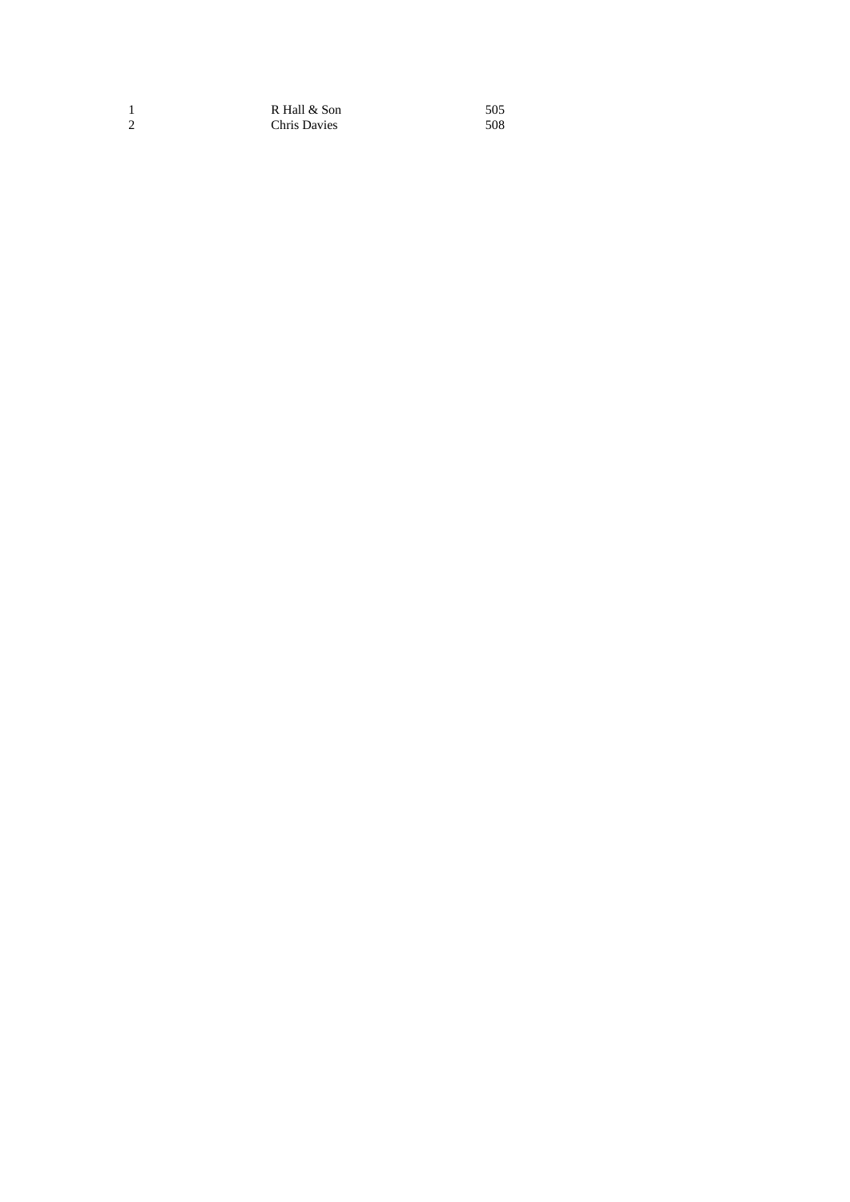| | | |
|---|---|---|
| 1 | R Hall & Son | 505 |
| 2 | Chris Davies | 508 |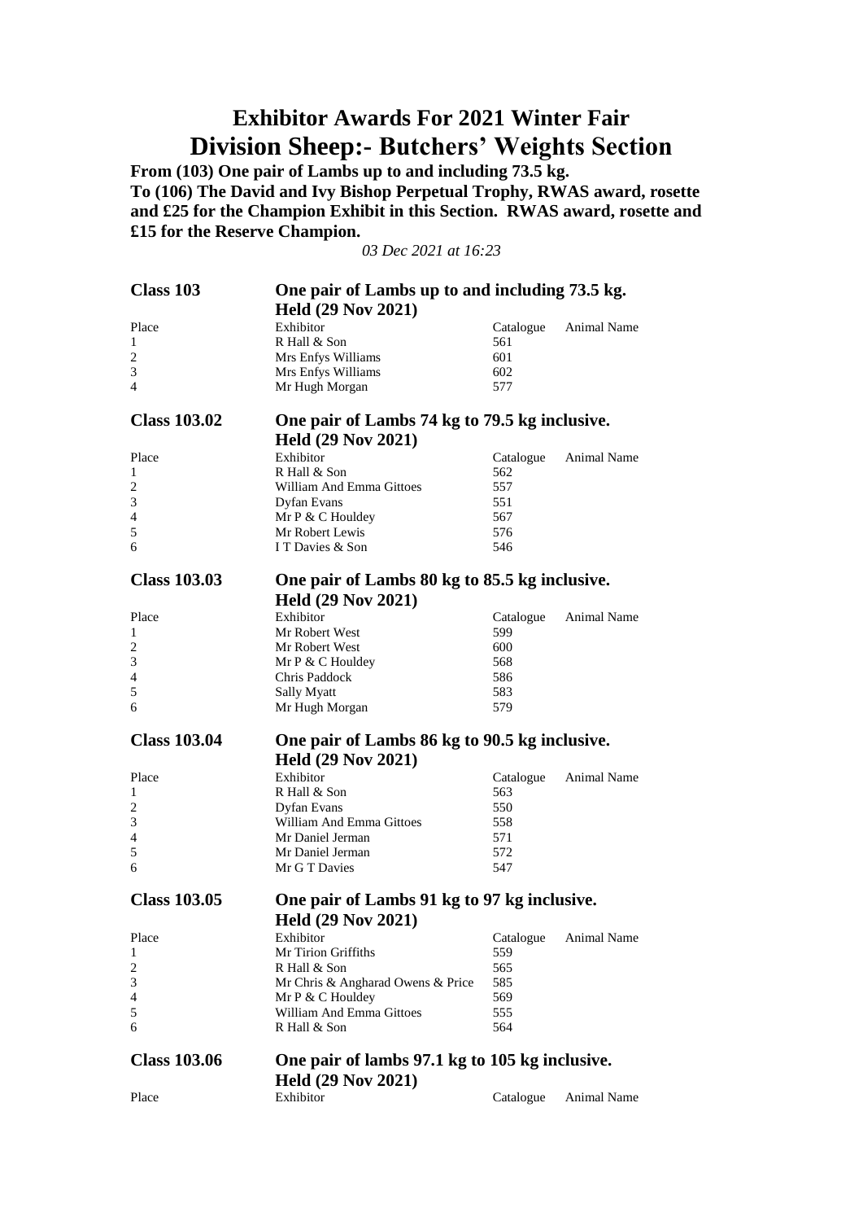# Exhibitor Awards For 2021 Winter Fair
# Division Sheep:- Butchers' Weights Section

**From (103) One pair of Lambs up to and including 73.5 kg.**
**To (106) The David and Ivy Bishop Perpetual Trophy, RWAS award, rosette and £25 for the Champion Exhibit in this Section. RWAS award, rosette and £15 for the Reserve Champion.**

*03 Dec 2021 at 16:23*

## Class 103 — One pair of Lambs up to and including 73.5 kg.
**Held (29 Nov 2021)**

| Place | Exhibitor | Catalogue | Animal Name |
|---|---|---|---|
| 1 | R Hall & Son | 561 | |
| 2 | Mrs Enfys Williams | 601 | |
| 3 | Mrs Enfys Williams | 602 | |
| 4 | Mr Hugh Morgan | 577 | |

## Class 103.02 — One pair of Lambs 74 kg to 79.5 kg inclusive.
**Held (29 Nov 2021)**

| Place | Exhibitor | Catalogue | Animal Name |
|---|---|---|---|
| 1 | R Hall & Son | 562 | |
| 2 | William And Emma Gittoes | 557 | |
| 3 | Dyfan Evans | 551 | |
| 4 | Mr P & C Houldey | 567 | |
| 5 | Mr Robert Lewis | 576 | |
| 6 | I T Davies & Son | 546 | |

## Class 103.03 — One pair of Lambs 80 kg to 85.5 kg inclusive.
**Held (29 Nov 2021)**

| Place | Exhibitor | Catalogue | Animal Name |
|---|---|---|---|
| 1 | Mr Robert West | 599 | |
| 2 | Mr Robert West | 600 | |
| 3 | Mr P & C Houldey | 568 | |
| 4 | Chris Paddock | 586 | |
| 5 | Sally Myatt | 583 | |
| 6 | Mr Hugh Morgan | 579 | |

## Class 103.04 — One pair of Lambs 86 kg to 90.5 kg inclusive.
**Held (29 Nov 2021)**

| Place | Exhibitor | Catalogue | Animal Name |
|---|---|---|---|
| 1 | R Hall & Son | 563 | |
| 2 | Dyfan Evans | 550 | |
| 3 | William And Emma Gittoes | 558 | |
| 4 | Mr Daniel Jerman | 571 | |
| 5 | Mr Daniel Jerman | 572 | |
| 6 | Mr G T Davies | 547 | |

## Class 103.05 — One pair of Lambs 91 kg to 97 kg inclusive.
**Held (29 Nov 2021)**

| Place | Exhibitor | Catalogue | Animal Name |
|---|---|---|---|
| 1 | Mr Tirion Griffiths | 559 | |
| 2 | R Hall & Son | 565 | |
| 3 | Mr Chris & Angharad Owens & Price | 585 | |
| 4 | Mr P & C Houldey | 569 | |
| 5 | William And Emma Gittoes | 555 | |
| 6 | R Hall & Son | 564 | |

## Class 103.06 — One pair of lambs 97.1 kg to 105 kg inclusive.
**Held (29 Nov 2021)**

| Place | Exhibitor | Catalogue | Animal Name |
|---|---|---|---|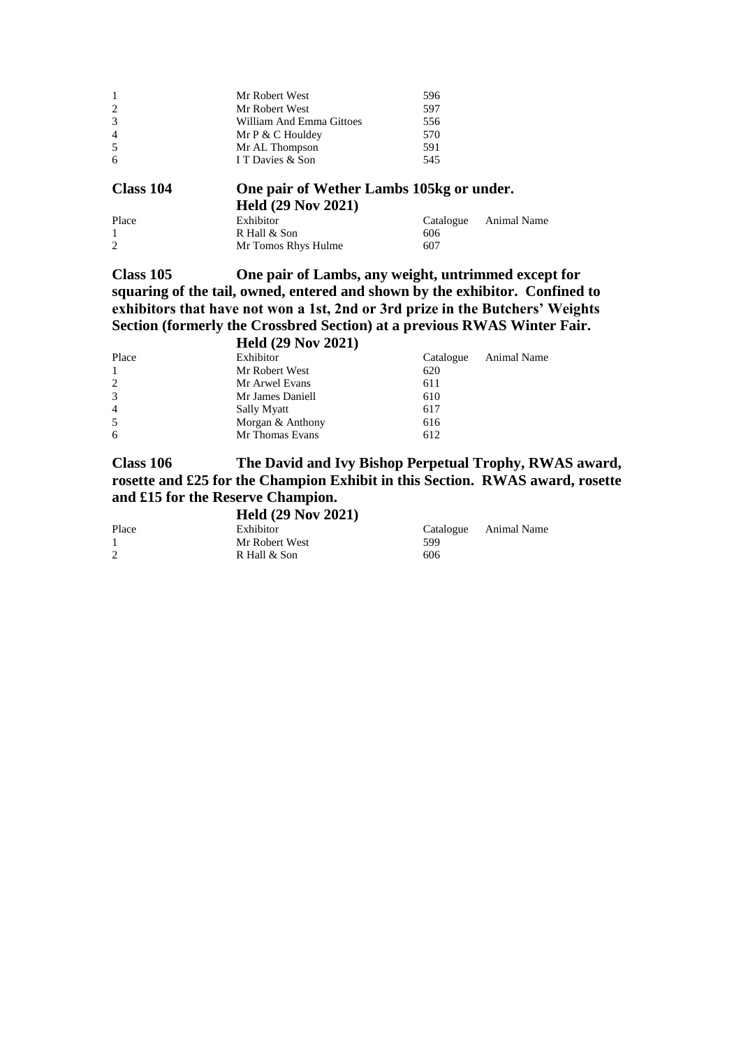| Place | Exhibitor | Catalogue | Animal Name |
|---|---|---|---|
| 1 | Mr Robert West | 596 | |
| 2 | Mr Robert West | 597 | |
| 3 | William And Emma Gittoes | 556 | |
| 4 | Mr P & C Houldey | 570 | |
| 5 | Mr AL Thompson | 591 | |
| 6 | I T Davies & Son | 545 | |

## Class 104 One pair of Wether Lambs 105kg or under.

**Held (29 Nov 2021)**

| Place | Exhibitor | Catalogue | Animal Name |
|---|---|---|---|
| 1 | R Hall & Son | 606 | |
| 2 | Mr Tomos Rhys Hulme | 607 | |

## Class 105 One pair of Lambs, any weight, untrimmed except for squaring of the tail, owned, entered and shown by the exhibitor. Confined to exhibitors that have not won a 1st, 2nd or 3rd prize in the Butchers' Weights Section (formerly the Crossbred Section) at a previous RWAS Winter Fair.

**Held (29 Nov 2021)**

| Place | Exhibitor | Catalogue | Animal Name |
|---|---|---|---|
| 1 | Mr Robert West | 620 | |
| 2 | Mr Arwel Evans | 611 | |
| 3 | Mr James Daniell | 610 | |
| 4 | Sally Myatt | 617 | |
| 5 | Morgan & Anthony | 616 | |
| 6 | Mr Thomas Evans | 612 | |

## Class 106 The David and Ivy Bishop Perpetual Trophy, RWAS award, rosette and £25 for the Champion Exhibit in this Section. RWAS award, rosette and £15 for the Reserve Champion.

**Held (29 Nov 2021)**

| Place | Exhibitor | Catalogue | Animal Name |
|---|---|---|---|
| 1 | Mr Robert West | 599 | |
| 2 | R Hall & Son | 606 | |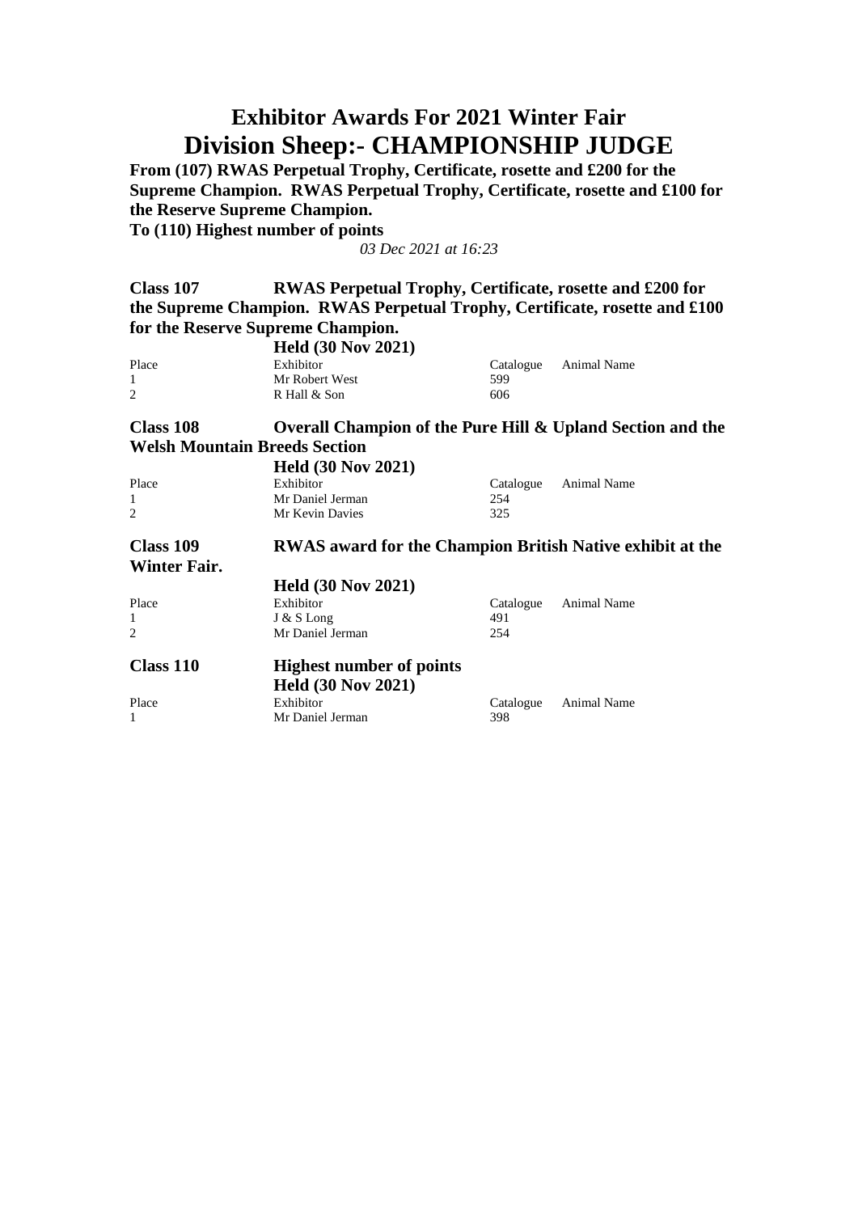# Exhibitor Awards For 2021 Winter Fair

# Division Sheep:- CHAMPIONSHIP JUDGE

**From (107) RWAS Perpetual Trophy, Certificate, rosette and £200 for the Supreme Champion. RWAS Perpetual Trophy, Certificate, rosette and £100 for the Reserve Supreme Champion.**

**To (110) Highest number of points**

*03 Dec 2021 at 16:23*

## Class 107 RWAS Perpetual Trophy, Certificate, rosette and £200 for the Supreme Champion. RWAS Perpetual Trophy, Certificate, rosette and £100 for the Reserve Supreme Champion.

**Held (30 Nov 2021)**

| Place | Exhibitor | Catalogue | Animal Name |
|---|---|---|---|
| 1 | Mr Robert West | 599 | |
| 2 | R Hall & Son | 606 | |

## Class 108 Overall Champion of the Pure Hill & Upland Section and the Welsh Mountain Breeds Section

**Held (30 Nov 2021)**

| Place | Exhibitor | Catalogue | Animal Name |
|---|---|---|---|
| 1 | Mr Daniel Jerman | 254 | |
| 2 | Mr Kevin Davies | 325 | |

## Class 109 RWAS award for the Champion British Native exhibit at the Winter Fair.

**Held (30 Nov 2021)**

| Place | Exhibitor | Catalogue | Animal Name |
|---|---|---|---|
| 1 | J & S Long | 491 | |
| 2 | Mr Daniel Jerman | 254 | |

## Class 110 Highest number of points

**Held (30 Nov 2021)**

| Place | Exhibitor | Catalogue | Animal Name |
|---|---|---|---|
| 1 | Mr Daniel Jerman | 398 | |